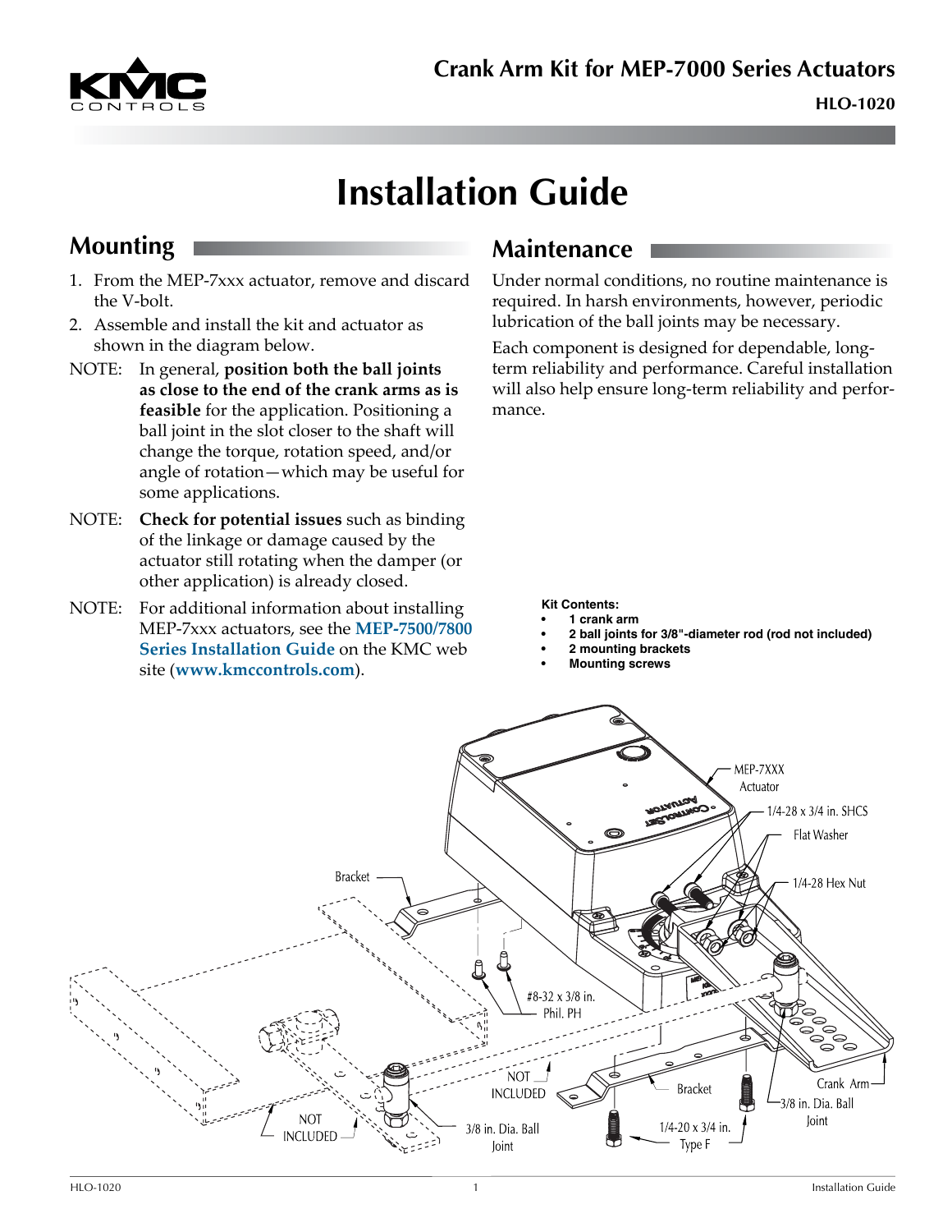# Crank Arm Kit for MEP-7000 Series Actuators

**HLO-1020**

# Installation Guide

## Mounting

1. From the MEP-7xxx actuator, remove and discard the V-bolt.
2. Assemble and install the kit and actuator as shown in the diagram below.

NOTE: In general, **position both the ball joints as close to the end of the crank arms as is feasible** for the application. Positioning a ball joint in the slot closer to the shaft will change the torque, rotation speed, and/or angle of rotation—which may be useful for some applications.

NOTE: **Check for potential issues** such as binding of the linkage or damage caused by the actuator still rotating when the damper (or other application) is already closed.

NOTE: For additional information about installing MEP-7xxx actuators, see the **MEP-7500/7800 Series Installation Guide** on the KMC web site (**www.kmccontrols.com**).

## Maintenance

Under normal conditions, no routine maintenance is required. In harsh environments, however, periodic lubrication of the ball joints may be necessary.

Each component is designed for dependable, long-term reliability and performance. Careful installation will also help ensure long-term reliability and performance.

**Kit Contents:**

- **1 crank arm**
- **2 ball joints for 3/8"-diameter rod (rod not included)**
- **2 mounting brackets**
- **Mounting screws**

MEP-7XXX Actuator
1/4-28 x 3/4 in. SHCS
Flat Washer
1/4-28 Hex Nut
Bracket
#8-32 x 3/8 in. Phil. PH
NOT INCLUDED
NOT INCLUDED
3/8 in. Dia. Ball Joint
Bracket
1/4-20 x 3/4 in. Type F
Crank Arm
3/8 in. Dia. Ball Joint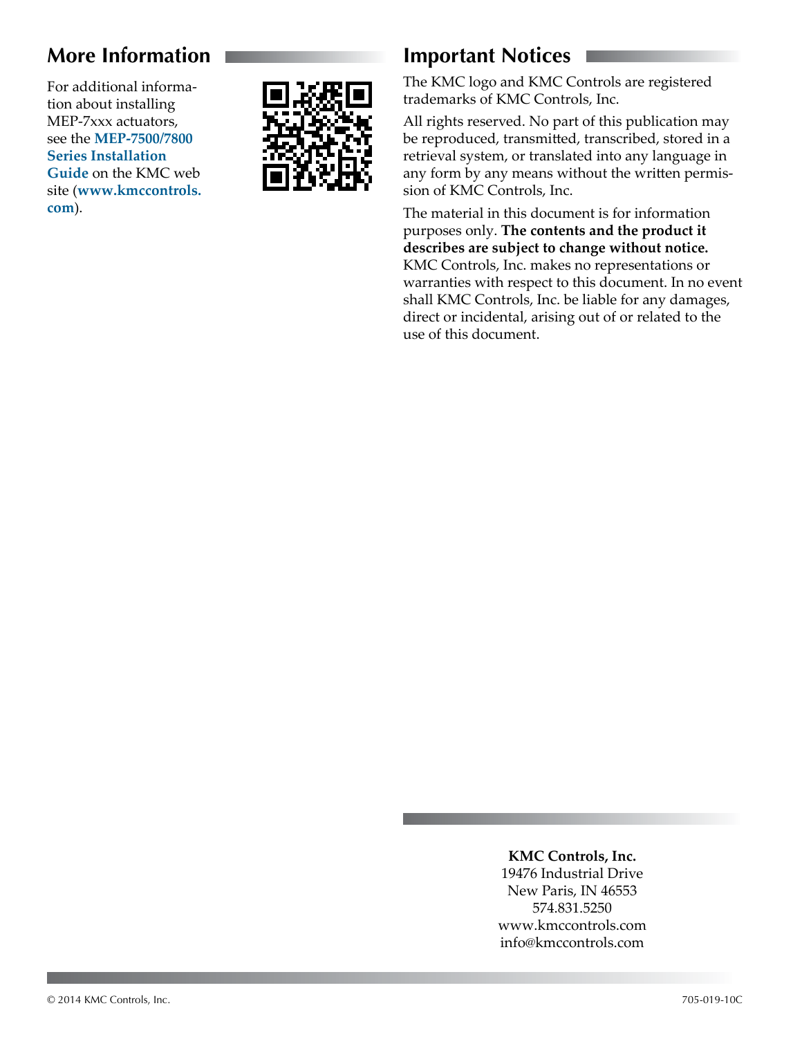## More Information

For additional information about installing MEP-7xxx actuators, see the **MEP-7500/7800 Series Installation Guide** on the KMC web site (**www.kmccontrols.com**).

## Important Notices

The KMC logo and KMC Controls are registered trademarks of KMC Controls, Inc.

All rights reserved. No part of this publication may be reproduced, transmitted, transcribed, stored in a retrieval system, or translated into any language in any form by any means without the written permission of KMC Controls, Inc.

The material in this document is for information purposes only. **The contents and the product it describes are subject to change without notice.** KMC Controls, Inc. makes no representations or warranties with respect to this document. In no event shall KMC Controls, Inc. be liable for any damages, direct or incidental, arising out of or related to the use of this document.

**KMC Controls, Inc.**
19476 Industrial Drive
New Paris, IN 46553
574.831.5250
www.kmccontrols.com
info@kmccontrols.com

© 2014 KMC Controls, Inc.

705-019-10C